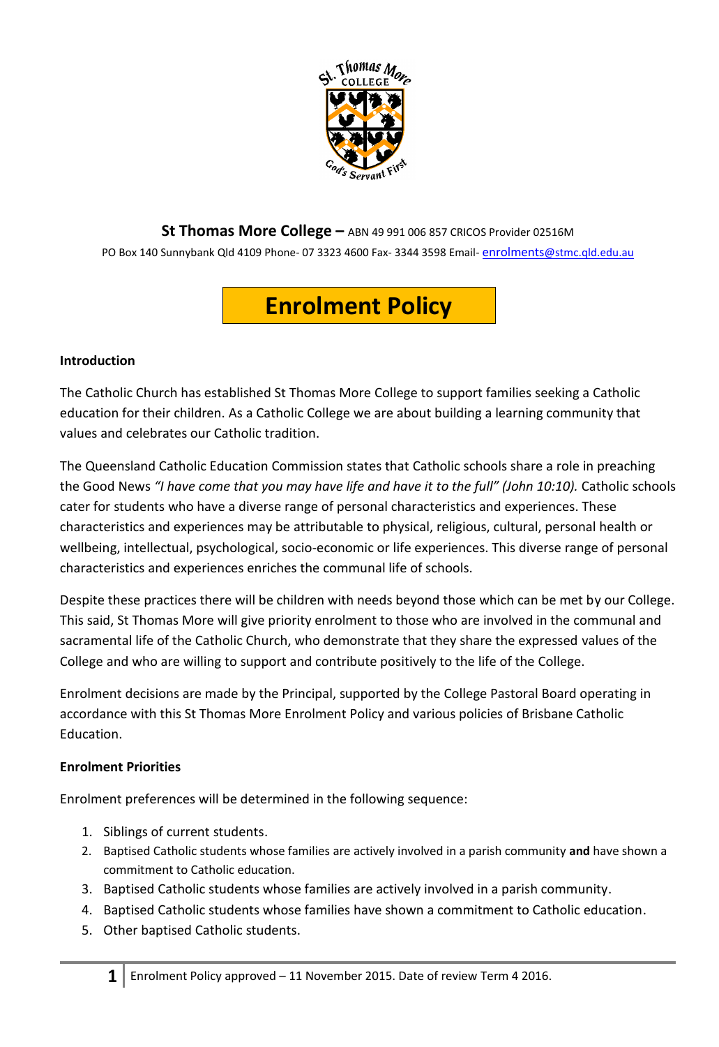**St Thomas More College –** ABN 49 991 006 857 CRICOS Provider 02516M

PO Box 140 Sunnybank Qld 4109 Phone- 07 3323 4600 Fax- 3344 3598 Email- enrolments@stmc.qld.edu.au

# Enrolment Policy

**Introduction**

The Catholic Church has established St Thomas More College to support families seeking a Catholic education for their children. As a Catholic College we are about building a learning community that values and celebrates our Catholic tradition.

The Queensland Catholic Education Commission states that Catholic schools share a role in preaching the Good News *"I have come that you may have life and have it to the full" (John 10:10).* Catholic schools cater for students who have a diverse range of personal characteristics and experiences. These characteristics and experiences may be attributable to physical, religious, cultural, personal health or wellbeing, intellectual, psychological, socio-economic or life experiences. This diverse range of personal characteristics and experiences enriches the communal life of schools.

Despite these practices there will be children with needs beyond those which can be met by our College. This said, St Thomas More will give priority enrolment to those who are involved in the communal and sacramental life of the Catholic Church, who demonstrate that they share the expressed values of the College and who are willing to support and contribute positively to the life of the College.

Enrolment decisions are made by the Principal, supported by the College Pastoral Board operating in accordance with this St Thomas More Enrolment Policy and various policies of Brisbane Catholic Education.

**Enrolment Priorities**

Enrolment preferences will be determined in the following sequence:

1. Siblings of current students.
2. Baptised Catholic students whose families are actively involved in a parish community **and** have shown a commitment to Catholic education.
3. Baptised Catholic students whose families are actively involved in a parish community.
4. Baptised Catholic students whose families have shown a commitment to Catholic education.
5. Other baptised Catholic students.

Enrolment Policy approved – 11 November 2015. Date of review Term 4 2016.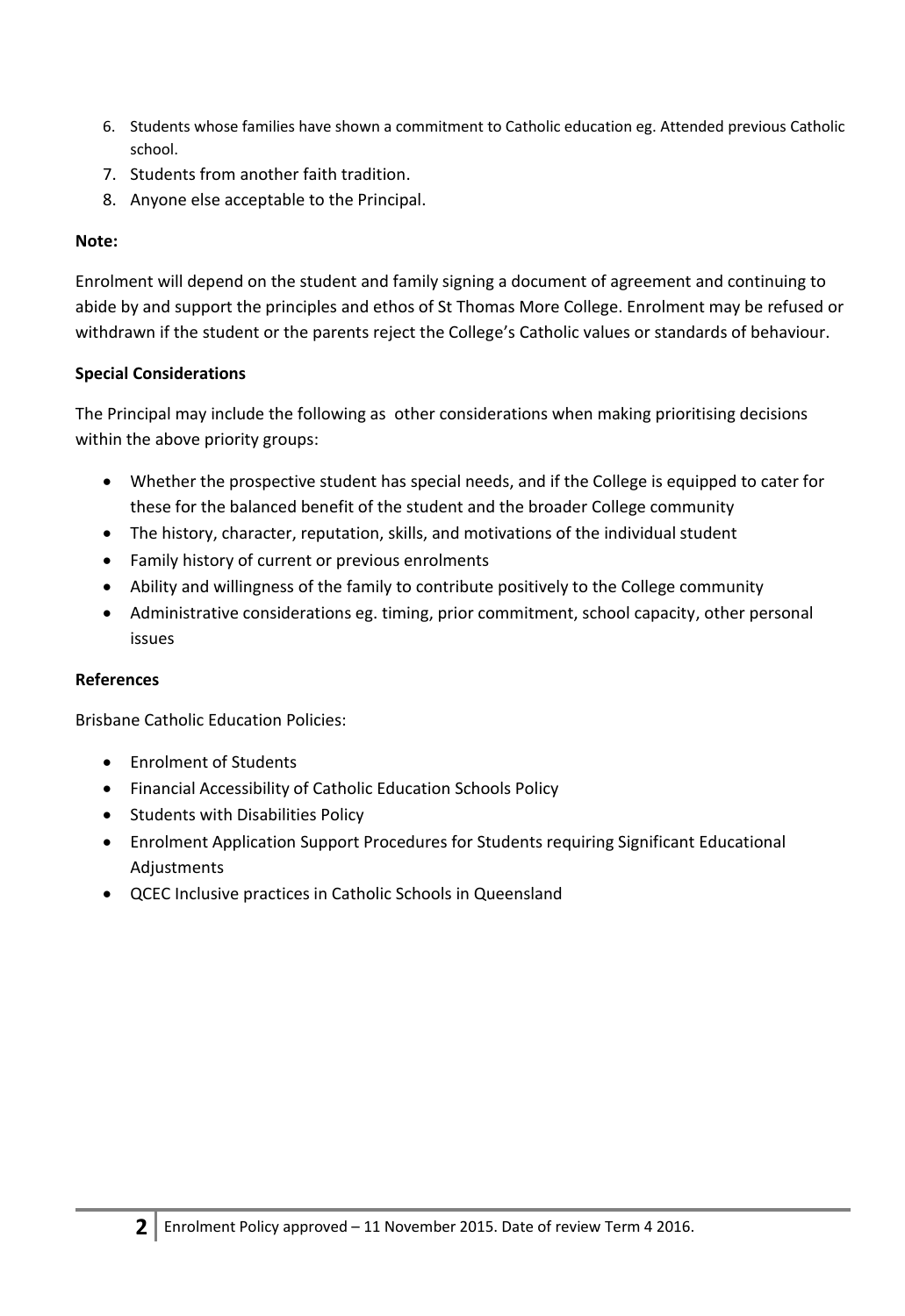6. Students whose families have shown a commitment to Catholic education eg. Attended previous Catholic school.
7. Students from another faith tradition.
8. Anyone else acceptable to the Principal.

**Note:**

Enrolment will depend on the student and family signing a document of agreement and continuing to abide by and support the principles and ethos of St Thomas More College. Enrolment may be refused or withdrawn if the student or the parents reject the College's Catholic values or standards of behaviour.

**Special Considerations**

The Principal may include the following as other considerations when making prioritising decisions within the above priority groups:

- Whether the prospective student has special needs, and if the College is equipped to cater for these for the balanced benefit of the student and the broader College community
- The history, character, reputation, skills, and motivations of the individual student
- Family history of current or previous enrolments
- Ability and willingness of the family to contribute positively to the College community
- Administrative considerations eg. timing, prior commitment, school capacity, other personal issues

**References**

Brisbane Catholic Education Policies:

- Enrolment of Students
- Financial Accessibility of Catholic Education Schools Policy
- Students with Disabilities Policy
- Enrolment Application Support Procedures for Students requiring Significant Educational Adjustments
- QCEC Inclusive practices in Catholic Schools in Queensland